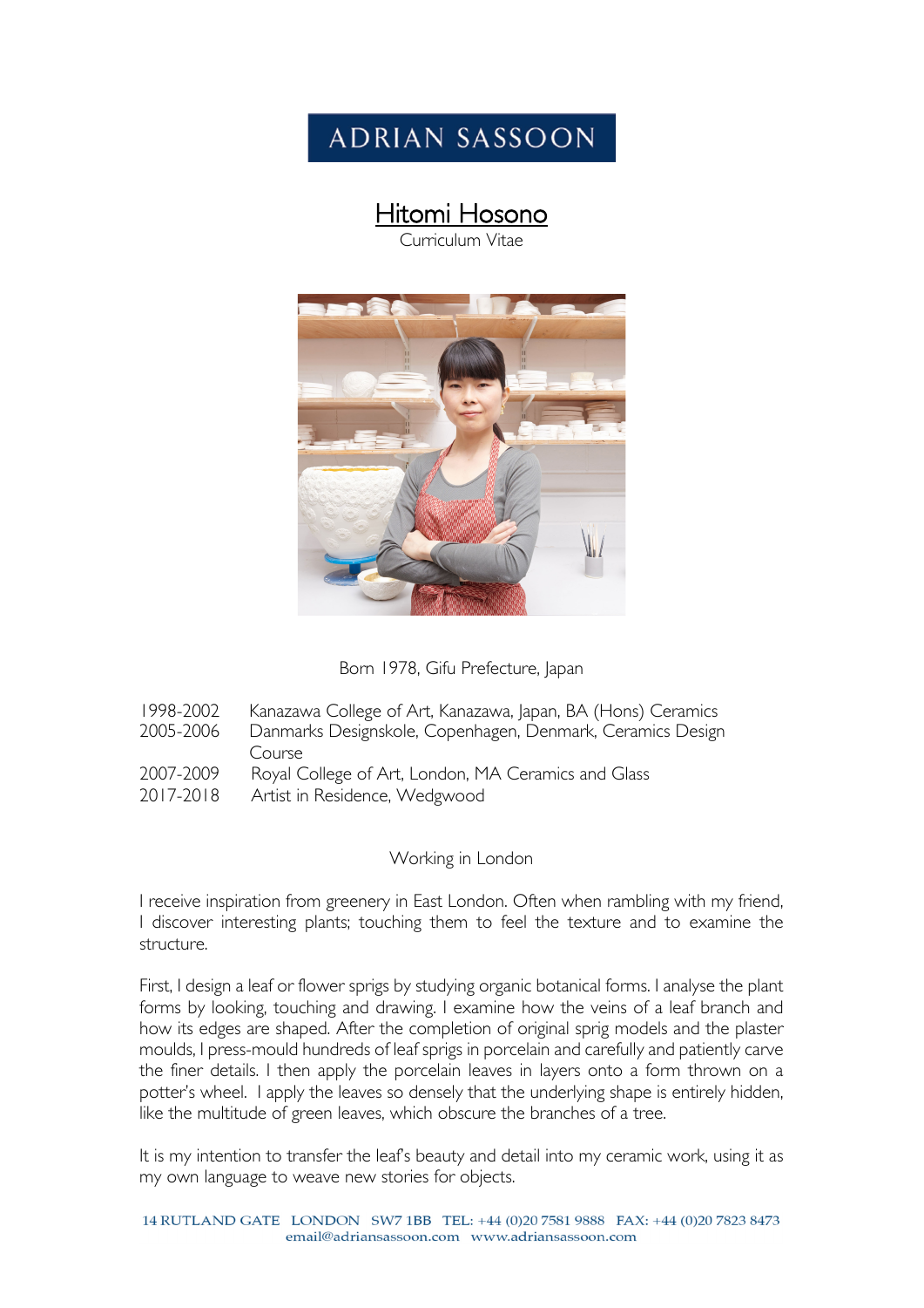ADRIAN SASSOON

# Hitomi Hosono

Curriculum Vitae

Born 1978, Gifu Prefecture, Japan

| | |
|---|---|
| 1998-2002 | Kanazawa College of Art, Kanazawa, Japan, BA (Hons) Ceramics |
| 2005-2006 | Danmarks Designskole, Copenhagen, Denmark, Ceramics Design Course |
| 2007-2009 | Royal College of Art, London, MA Ceramics and Glass |
| 2017-2018 | Artist in Residence, Wedgwood |

## Working in London

I receive inspiration from greenery in East London. Often when rambling with my friend, I discover interesting plants; touching them to feel the texture and to examine the structure.

First, I design a leaf or flower sprigs by studying organic botanical forms. I analyse the plant forms by looking, touching and drawing. I examine how the veins of a leaf branch and how its edges are shaped. After the completion of original sprig models and the plaster moulds, I press-mould hundreds of leaf sprigs in porcelain and carefully and patiently carve the finer details. I then apply the porcelain leaves in layers onto a form thrown on a potter's wheel. I apply the leaves so densely that the underlying shape is entirely hidden, like the multitude of green leaves, which obscure the branches of a tree.

It is my intention to transfer the leaf's beauty and detail into my ceramic work, using it as my own language to weave new stories for objects.

14 RUTLAND GATE LONDON SW7 1BB TEL: +44 (0)20 7581 9888 FAX: +44 (0)20 7823 8473
email@adriansassoon.com www.adriansassoon.com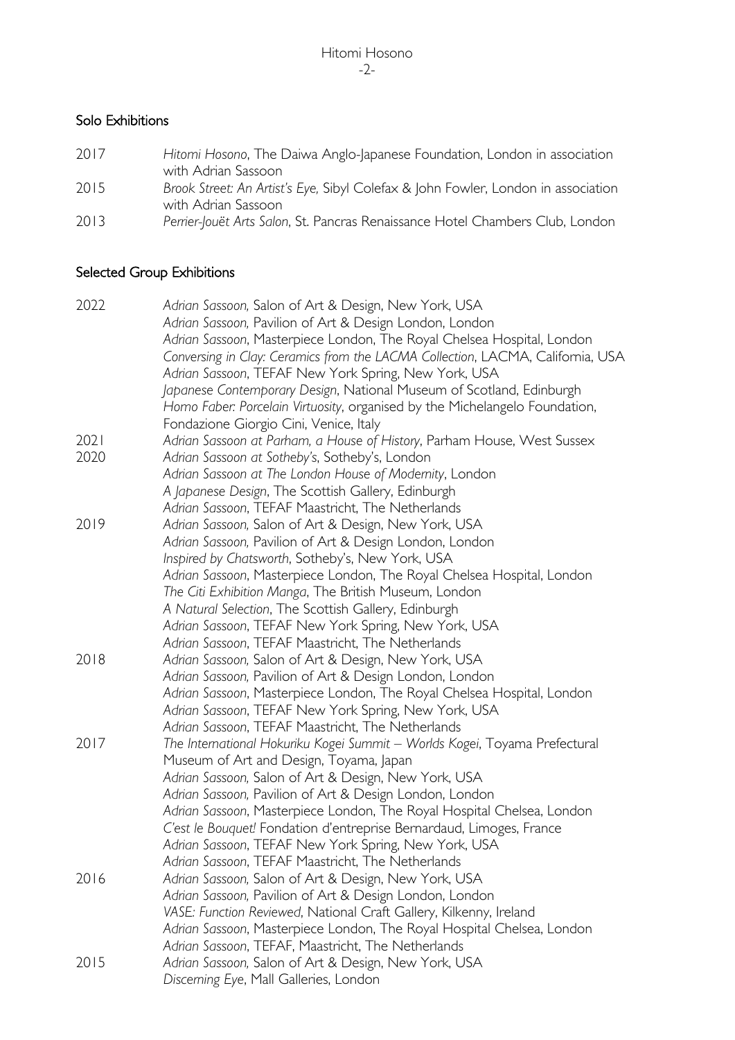## Solo Exhibitions

| | |
|---|---|
| 2017 | *Hitomi Hosono*, The Daiwa Anglo-Japanese Foundation, London in association with Adrian Sassoon |
| 2015 | *Brook Street: An Artist's Eye,* Sibyl Colefax & John Fowler, London in association with Adrian Sassoon |
| 2013 | *Perrier-Jouët Arts Salon*, St. Pancras Renaissance Hotel Chambers Club, London |

## Selected Group Exhibitions

| | |
|---|---|
| 2022 | *Adrian Sassoon,* Salon of Art & Design, New York, USA |
| | *Adrian Sassoon,* Pavilion of Art & Design London, London |
| | *Adrian Sassoon*, Masterpiece London, The Royal Chelsea Hospital, London |
| | *Conversing in Clay: Ceramics from the LACMA Collection*, LACMA, California, USA |
| | *Adrian Sassoon*, TEFAF New York Spring, New York, USA |
| | *Japanese Contemporary Design*, National Museum of Scotland, Edinburgh |
| | *Homo Faber: Porcelain Virtuosity*, organised by the Michelangelo Foundation, Fondazione Giorgio Cini, Venice, Italy |
| 2021 | *Adrian Sassoon at Parham, a House of History*, Parham House, West Sussex |
| 2020 | *Adrian Sassoon at Sotheby's*, Sotheby's, London |
| | *Adrian Sassoon at The London House of Modernity*, London |
| | *A Japanese Design*, The Scottish Gallery, Edinburgh |
| | *Adrian Sassoon*, TEFAF Maastricht, The Netherlands |
| 2019 | *Adrian Sassoon,* Salon of Art & Design, New York, USA |
| | *Adrian Sassoon,* Pavilion of Art & Design London, London |
| | *Inspired by Chatsworth*, Sotheby's, New York, USA |
| | *Adrian Sassoon*, Masterpiece London, The Royal Chelsea Hospital, London |
| | *The Citi Exhibition Manga*, The British Museum, London |
| | *A Natural Selection*, The Scottish Gallery, Edinburgh |
| | *Adrian Sassoon*, TEFAF New York Spring, New York, USA |
| | *Adrian Sassoon*, TEFAF Maastricht, The Netherlands |
| 2018 | *Adrian Sassoon,* Salon of Art & Design, New York, USA |
| | *Adrian Sassoon,* Pavilion of Art & Design London, London |
| | *Adrian Sassoon*, Masterpiece London, The Royal Chelsea Hospital, London |
| | *Adrian Sassoon*, TEFAF New York Spring, New York, USA |
| | *Adrian Sassoon*, TEFAF Maastricht, The Netherlands |
| 2017 | *The International Hokuriku Kogei Summit – Worlds Kogei*, Toyama Prefectural Museum of Art and Design, Toyama, Japan |
| | *Adrian Sassoon,* Salon of Art & Design, New York, USA |
| | *Adrian Sassoon,* Pavilion of Art & Design London, London |
| | *Adrian Sassoon*, Masterpiece London, The Royal Hospital Chelsea, London |
| | *C'est le Bouquet!* Fondation d'entreprise Bernardaud, Limoges, France |
| | *Adrian Sassoon*, TEFAF New York Spring, New York, USA |
| | *Adrian Sassoon*, TEFAF Maastricht, The Netherlands |
| 2016 | *Adrian Sassoon,* Salon of Art & Design, New York, USA |
| | *Adrian Sassoon,* Pavilion of Art & Design London, London |
| | *VASE: Function Reviewed*, National Craft Gallery, Kilkenny, Ireland |
| | *Adrian Sassoon*, Masterpiece London, The Royal Hospital Chelsea, London |
| | *Adrian Sassoon*, TEFAF, Maastricht, The Netherlands |
| 2015 | *Adrian Sassoon,* Salon of Art & Design, New York, USA |
| | *Discerning Eye*, Mall Galleries, London |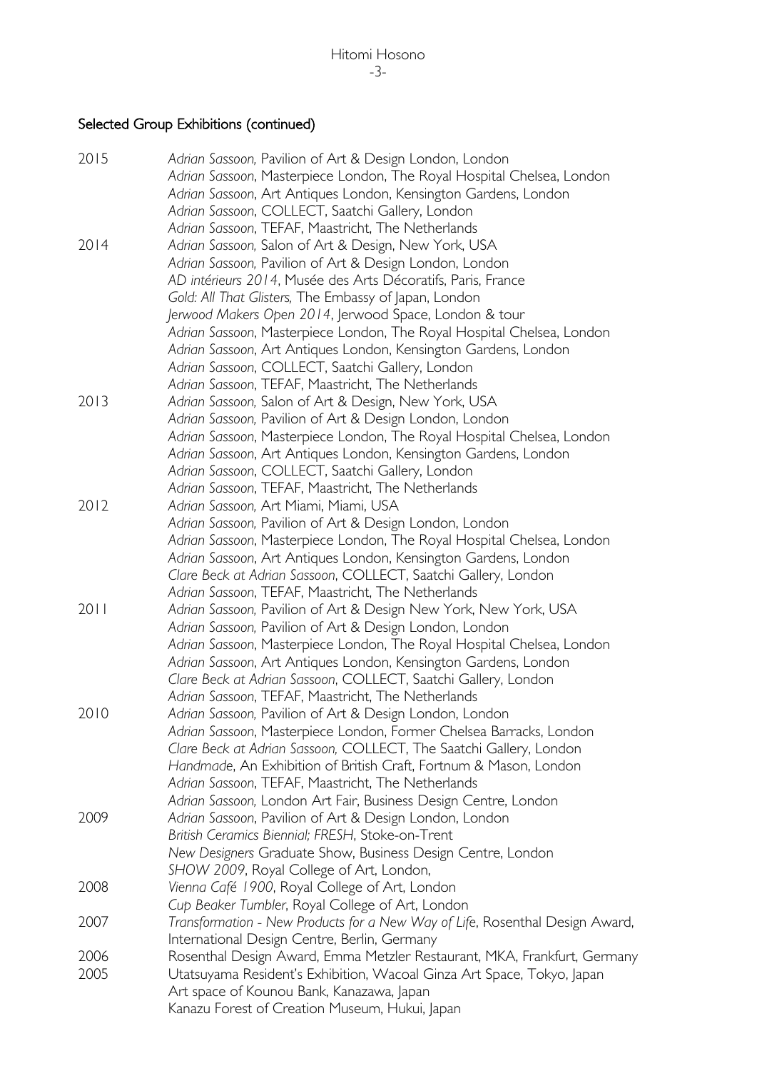## Selected Group Exhibitions (continued)

2015
*Adrian Sassoon,* Pavilion of Art & Design London, London
*Adrian Sassoon*, Masterpiece London, The Royal Hospital Chelsea, London
*Adrian Sassoon*, Art Antiques London, Kensington Gardens, London
*Adrian Sassoon*, COLLECT, Saatchi Gallery, London
*Adrian Sassoon*, TEFAF, Maastricht, The Netherlands

2014
*Adrian Sassoon,* Salon of Art & Design, New York, USA
*Adrian Sassoon,* Pavilion of Art & Design London, London
*AD intérieurs 2014*, Musée des Arts Décoratifs, Paris, France
*Gold: All That Glisters,* The Embassy of Japan, London
*Jerwood Makers Open 2014*, Jerwood Space, London & tour
*Adrian Sassoon*, Masterpiece London, The Royal Hospital Chelsea, London
*Adrian Sassoon*, Art Antiques London, Kensington Gardens, London
*Adrian Sassoon*, COLLECT, Saatchi Gallery, London
*Adrian Sassoon*, TEFAF, Maastricht, The Netherlands

2013
*Adrian Sassoon,* Salon of Art & Design, New York, USA
*Adrian Sassoon,* Pavilion of Art & Design London, London
*Adrian Sassoon*, Masterpiece London, The Royal Hospital Chelsea, London
*Adrian Sassoon*, Art Antiques London, Kensington Gardens, London
*Adrian Sassoon*, COLLECT, Saatchi Gallery, London
*Adrian Sassoon*, TEFAF, Maastricht, The Netherlands

2012
*Adrian Sassoon,* Art Miami, Miami, USA
*Adrian Sassoon,* Pavilion of Art & Design London, London
*Adrian Sassoon*, Masterpiece London, The Royal Hospital Chelsea, London
*Adrian Sassoon*, Art Antiques London, Kensington Gardens, London
*Clare Beck at Adrian Sassoon*, COLLECT, Saatchi Gallery, London
*Adrian Sassoon*, TEFAF, Maastricht, The Netherlands

2011
*Adrian Sassoon,* Pavilion of Art & Design New York, New York, USA
*Adrian Sassoon,* Pavilion of Art & Design London, London
*Adrian Sassoon*, Masterpiece London, The Royal Hospital Chelsea, London
*Adrian Sassoon*, Art Antiques London, Kensington Gardens, London
*Clare Beck at Adrian Sassoon*, COLLECT, Saatchi Gallery, London
*Adrian Sassoon*, TEFAF, Maastricht, The Netherlands

2010
*Adrian Sassoon,* Pavilion of Art & Design London, London
*Adrian Sassoon*, Masterpiece London, Former Chelsea Barracks, London
*Clare Beck at Adrian Sassoon,* COLLECT, The Saatchi Gallery, London
*Handmade*, An Exhibition of British Craft, Fortnum & Mason, London
*Adrian Sassoon*, TEFAF, Maastricht, The Netherlands
*Adrian Sassoon,* London Art Fair, Business Design Centre, London

2009
*Adrian Sassoon*, Pavilion of Art & Design London, London
*British Ceramics Biennial; FRESH*, Stoke-on-Trent
*New Designers* Graduate Show, Business Design Centre, London
*SHOW 2009*, Royal College of Art, London,

2008
*Vienna Café 1900*, Royal College of Art, London
*Cup Beaker Tumbler*, Royal College of Art, London

2007
*Transformation - New Products for a New Way of Life*, Rosenthal Design Award, International Design Centre, Berlin, Germany

2006
Rosenthal Design Award, Emma Metzler Restaurant, MKA, Frankfurt, Germany

2005
Utatsuyama Resident's Exhibition, Wacoal Ginza Art Space, Tokyo, Japan
Art space of Kounou Bank, Kanazawa, Japan
Kanazu Forest of Creation Museum, Hukui, Japan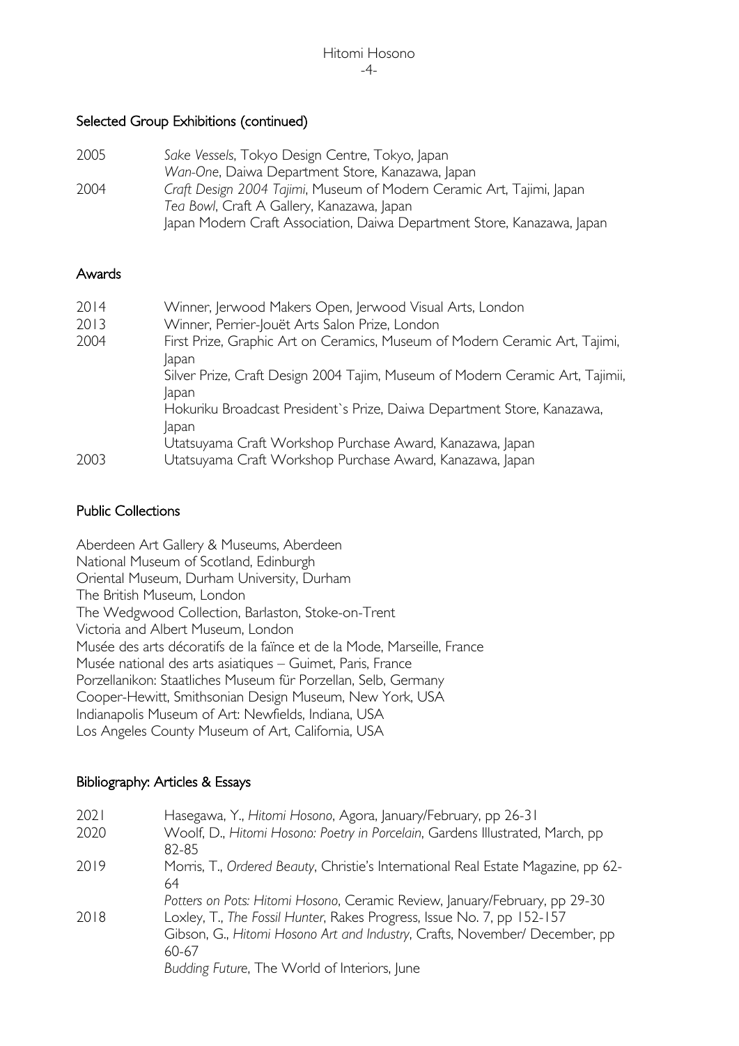## Selected Group Exhibitions (continued)

| | |
|---|---|
| 2005 | *Sake Vessels*, Tokyo Design Centre, Tokyo, Japan |
| | *Wan-One*, Daiwa Department Store, Kanazawa, Japan |
| 2004 | *Craft Design 2004 Tajimi*, Museum of Modern Ceramic Art, Tajimi, Japan |
| | *Tea Bowl*, Craft A Gallery, Kanazawa, Japan |
| | Japan Modern Craft Association, Daiwa Department Store, Kanazawa, Japan |

## Awards

| | |
|---|---|
| 2014 | Winner, Jerwood Makers Open, Jerwood Visual Arts, London |
| 2013 | Winner, Perrier-Jouët Arts Salon Prize, London |
| 2004 | First Prize, Graphic Art on Ceramics, Museum of Modern Ceramic Art, Tajimi, Japan |
| | Silver Prize, Craft Design 2004 Tajim, Museum of Modern Ceramic Art, Tajimii, Japan |
| | Hokuriku Broadcast President`s Prize, Daiwa Department Store, Kanazawa, Japan |
| | Utatsuyama Craft Workshop Purchase Award, Kanazawa, Japan |
| 2003 | Utatsuyama Craft Workshop Purchase Award, Kanazawa, Japan |

## Public Collections

Aberdeen Art Gallery & Museums, Aberdeen
National Museum of Scotland, Edinburgh
Oriental Museum, Durham University, Durham
The British Museum, London
The Wedgwood Collection, Barlaston, Stoke-on-Trent
Victoria and Albert Museum, London
Musée des arts décoratifs de la faïnce et de la Mode, Marseille, France
Musée national des arts asiatiques – Guimet, Paris, France
Porzellanikon: Staatliches Museum für Porzellan, Selb, Germany
Cooper-Hewitt, Smithsonian Design Museum, New York, USA
Indianapolis Museum of Art: Newfields, Indiana, USA
Los Angeles County Museum of Art, California, USA

## Bibliography: Articles & Essays

| | |
|---|---|
| 2021 | Hasegawa, Y., *Hitomi Hosono*, Agora, January/February, pp 26-31 |
| 2020 | Woolf, D., *Hitomi Hosono: Poetry in Porcelain*, Gardens Illustrated, March, pp 82-85 |
| 2019 | Morris, T., *Ordered Beauty*, Christie's International Real Estate Magazine, pp 62-64 |
| | *Potters on Pots: Hitomi Hosono*, Ceramic Review, January/February, pp 29-30 |
| 2018 | Loxley, T., *The Fossil Hunter*, Rakes Progress, Issue No. 7, pp 152-157 |
| | Gibson, G., *Hitomi Hosono Art and Industry*, Crafts, November/ December, pp 60-67 |
| | *Budding Future*, The World of Interiors, June |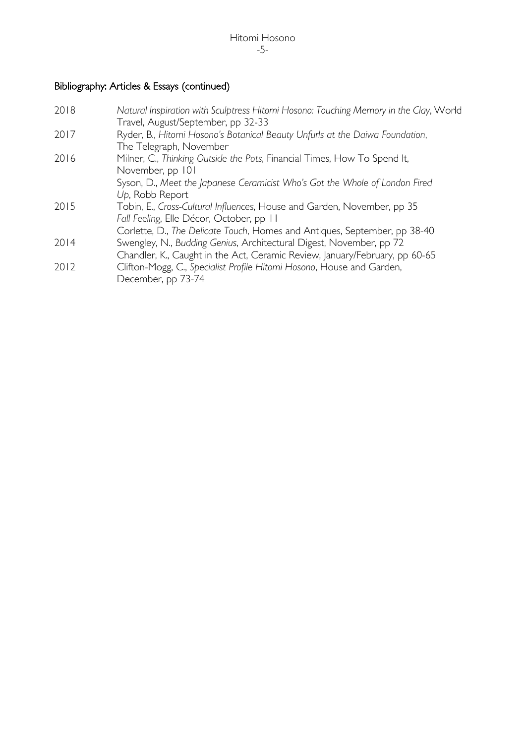## Bibliography: Articles & Essays (continued)

2018 *Natural Inspiration with Sculptress Hitomi Hosono: Touching Memory in the Clay*, World Travel, August/September, pp 32-33

2017 Ryder, B., *Hitomi Hosono's Botanical Beauty Unfurls at the Daiwa Foundation*, The Telegraph, November

2016 Milner, C., *Thinking Outside the Pots*, Financial Times, How To Spend It, November, pp 101

Syson, D., *Meet the Japanese Ceramicist Who's Got the Whole of London Fired Up*, Robb Report

2015 Tobin, E., *Cross-Cultural Influences*, House and Garden, November, pp 35

*Fall Feeling*, Elle Décor, October, pp 11

Corlette, D., *The Delicate Touch*, Homes and Antiques, September, pp 38-40

2014 Swengley, N., *Budding Genius*, Architectural Digest, November, pp 72

Chandler, K., Caught in the Act, Ceramic Review, January/February, pp 60-65

2012 Clifton-Mogg, C., *Specialist Profile Hitomi Hosono*, House and Garden, December, pp 73-74